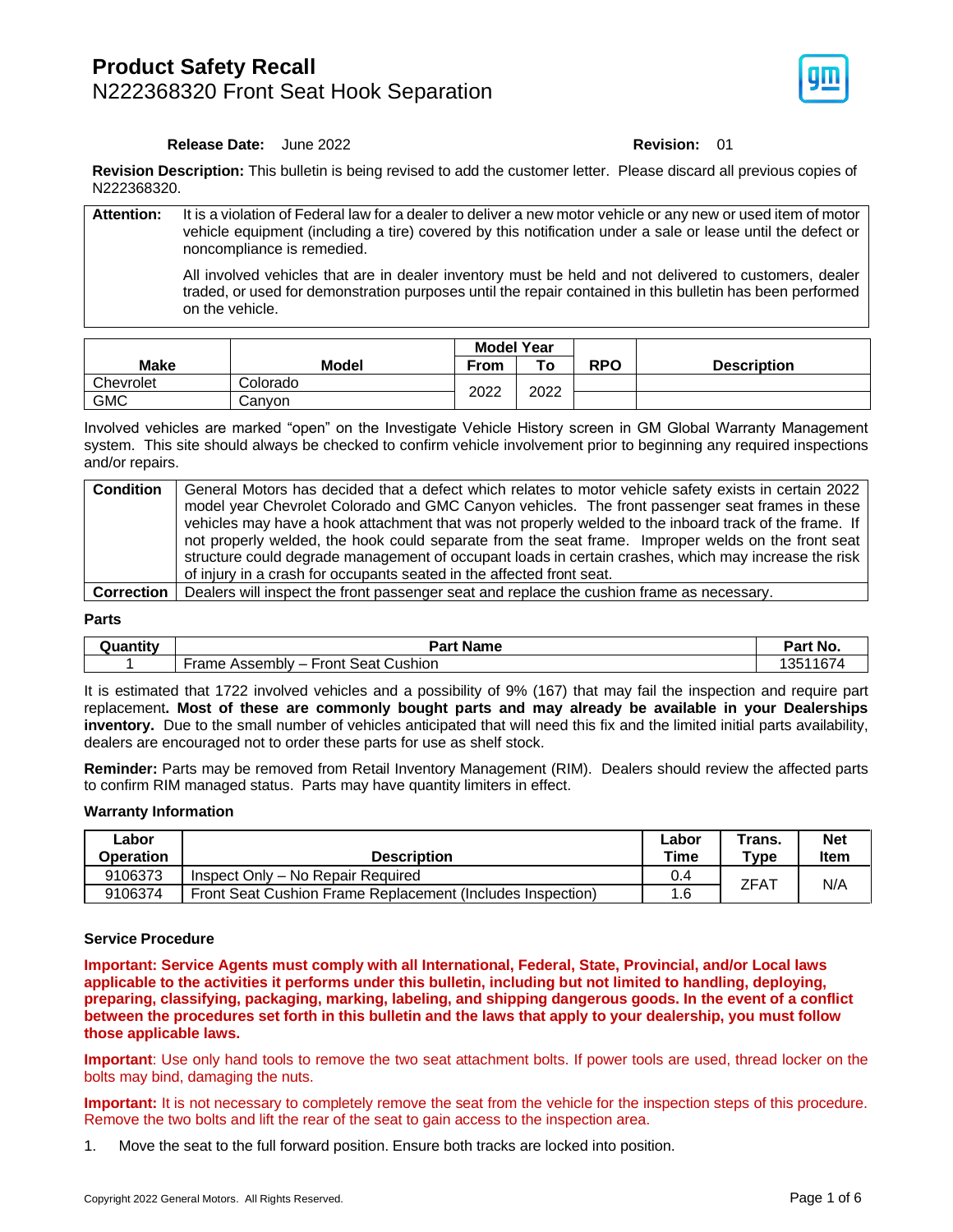# Product Safety Recall

## N222368320 Front Seat Hook Separation

**Release Date:** June 2022 **Revision:** 01

**Revision Description:** This bulletin is being revised to add the customer letter. Please discard all previous copies of N222368320.

| | |
|---|---|
| **Attention:** | It is a violation of Federal law for a dealer to deliver a new motor vehicle or any new or used item of motor vehicle equipment (including a tire) covered by this notification under a sale or lease until the defect or noncompliance is remedied.<br><br>All involved vehicles that are in dealer inventory must be held and not delivered to customers, dealer traded, or used for demonstration purposes until the repair contained in this bulletin has been performed on the vehicle. |

| Make | Model | Model Year | | RPO | Description |
|---|---|---|---|---|---|
| | | From | To | | |
| Chevrolet | Colorado | 2022 | 2022 | | |
| GMC | Canyon | 2022 | 2022 | | |

Involved vehicles are marked "open" on the Investigate Vehicle History screen in GM Global Warranty Management system. This site should always be checked to confirm vehicle involvement prior to beginning any required inspections and/or repairs.

| | |
|---|---|
| **Condition** | General Motors has decided that a defect which relates to motor vehicle safety exists in certain 2022 model year Chevrolet Colorado and GMC Canyon vehicles. The front passenger seat frames in these vehicles may have a hook attachment that was not properly welded to the inboard track of the frame. If not properly welded, the hook could separate from the seat frame. Improper welds on the front seat structure could degrade management of occupant loads in certain crashes, which may increase the risk of injury in a crash for occupants seated in the affected front seat. |
| **Correction** | Dealers will inspect the front passenger seat and replace the cushion frame as necessary. |

### Parts

| Quantity | Part Name | Part No. |
|---|---|---|
| 1 | Frame Assembly – Front Seat Cushion | 13511674 |

It is estimated that 1722 involved vehicles and a possibility of 9% (167) that may fail the inspection and require part replacement**. Most of these are commonly bought parts and may already be available in your Dealerships inventory.** Due to the small number of vehicles anticipated that will need this fix and the limited initial parts availability, dealers are encouraged not to order these parts for use as shelf stock.

**Reminder:** Parts may be removed from Retail Inventory Management (RIM). Dealers should review the affected parts to confirm RIM managed status. Parts may have quantity limiters in effect.

### Warranty Information

| Labor Operation | Description | Labor Time | Trans. Type | Net Item |
|---|---|---|---|---|
| 9106373 | Inspect Only – No Repair Required | 0.4 | ZFAT | N/A |
| 9106374 | Front Seat Cushion Frame Replacement (Includes Inspection) | 1.6 | ZFAT | N/A |

### Service Procedure

**Important: Service Agents must comply with all International, Federal, State, Provincial, and/or Local laws applicable to the activities it performs under this bulletin, including but not limited to handling, deploying, preparing, classifying, packaging, marking, labeling, and shipping dangerous goods. In the event of a conflict between the procedures set forth in this bulletin and the laws that apply to your dealership, you must follow those applicable laws.**

**Important**: Use only hand tools to remove the two seat attachment bolts. If power tools are used, thread locker on the bolts may bind, damaging the nuts.

**Important:** It is not necessary to completely remove the seat from the vehicle for the inspection steps of this procedure. Remove the two bolts and lift the rear of the seat to gain access to the inspection area.

1. Move the seat to the full forward position. Ensure both tracks are locked into position.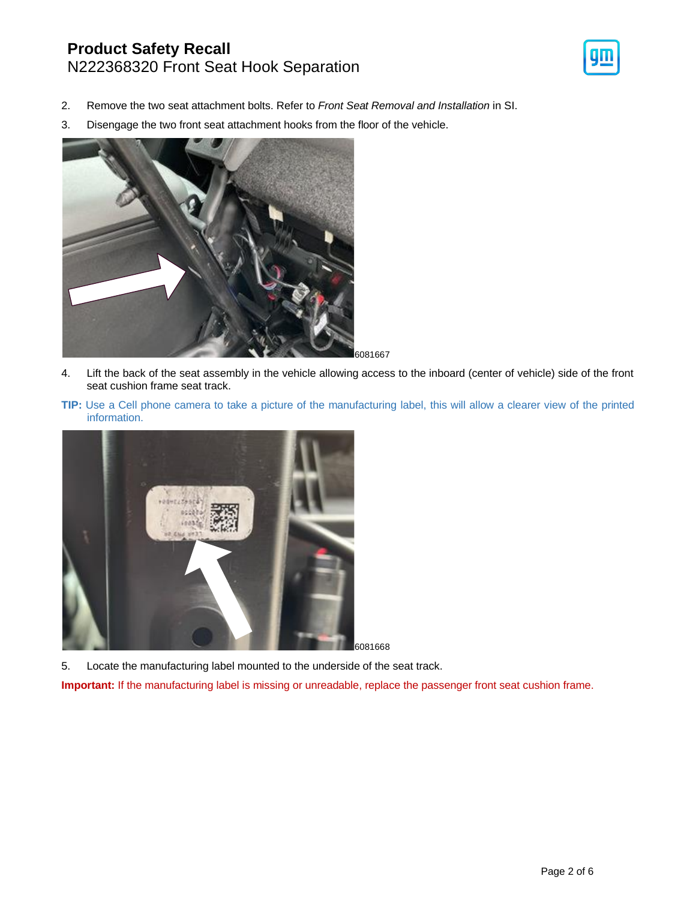2. Remove the two seat attachment bolts. Refer to *Front Seat Removal and Installation* in SI.
3. Disengage the two front seat attachment hooks from the floor of the vehicle.

6081667

4. Lift the back of the seat assembly in the vehicle allowing access to the inboard (center of vehicle) side of the front seat cushion frame seat track.

**TIP:** Use a Cell phone camera to take a picture of the manufacturing label, this will allow a clearer view of the printed information.

6081668

5. Locate the manufacturing label mounted to the underside of the seat track.

**Important:** If the manufacturing label is missing or unreadable, replace the passenger front seat cushion frame.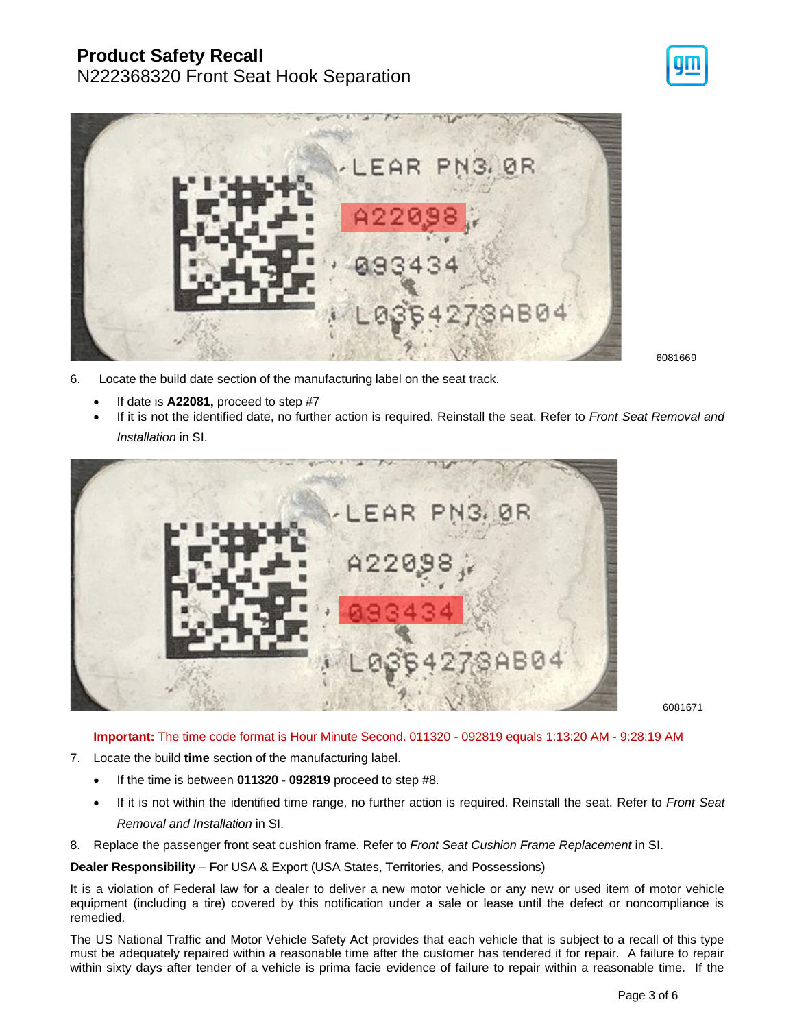6081669

6. Locate the build date section of the manufacturing label on the seat track.
   - If date is **A22081,** proceed to step #7
   - If it is not the identified date, no further action is required. Reinstall the seat. Refer to *Front Seat Removal and Installation* in SI.

6081671

**Important:** The time code format is Hour Minute Second. 011320 - 092819 equals 1:13:20 AM - 9:28:19 AM

7. Locate the build **time** section of the manufacturing label.
   - If the time is between **011320 - 092819** proceed to step #8.
   - If it is not within the identified time range, no further action is required. Reinstall the seat. Refer to *Front Seat Removal and Installation* in SI.
8. Replace the passenger front seat cushion frame. Refer to *Front Seat Cushion Frame Replacement* in SI.

**Dealer Responsibility** – For USA & Export (USA States, Territories, and Possessions)

It is a violation of Federal law for a dealer to deliver a new motor vehicle or any new or used item of motor vehicle equipment (including a tire) covered by this notification under a sale or lease until the defect or noncompliance is remedied.

The US National Traffic and Motor Vehicle Safety Act provides that each vehicle that is subject to a recall of this type must be adequately repaired within a reasonable time after the customer has tendered it for repair. A failure to repair within sixty days after tender of a vehicle is prima facie evidence of failure to repair within a reasonable time. If the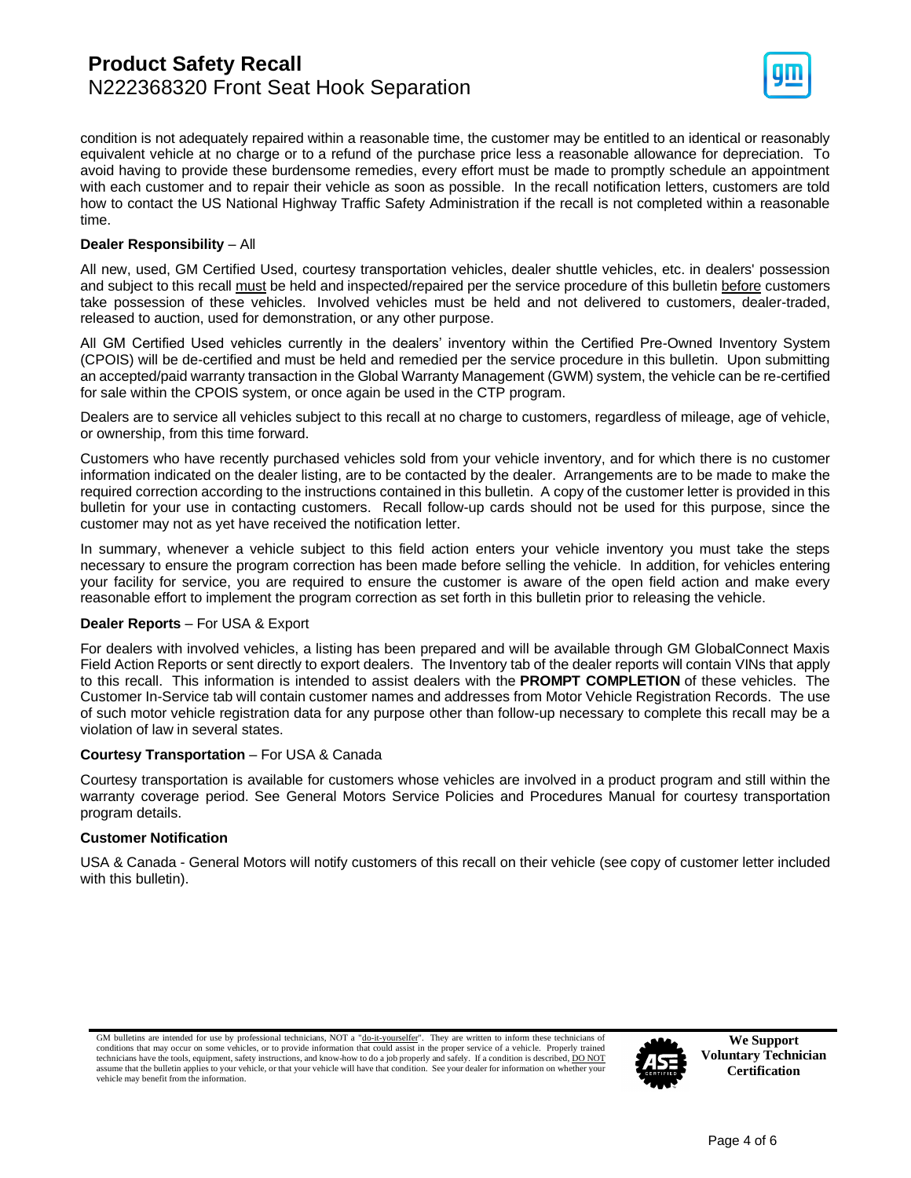condition is not adequately repaired within a reasonable time, the customer may be entitled to an identical or reasonably equivalent vehicle at no charge or to a refund of the purchase price less a reasonable allowance for depreciation. To avoid having to provide these burdensome remedies, every effort must be made to promptly schedule an appointment with each customer and to repair their vehicle as soon as possible. In the recall notification letters, customers are told how to contact the US National Highway Traffic Safety Administration if the recall is not completed within a reasonable time.

**Dealer Responsibility** – All

All new, used, GM Certified Used, courtesy transportation vehicles, dealer shuttle vehicles, etc. in dealers' possession and subject to this recall must be held and inspected/repaired per the service procedure of this bulletin before customers take possession of these vehicles. Involved vehicles must be held and not delivered to customers, dealer-traded, released to auction, used for demonstration, or any other purpose.

All GM Certified Used vehicles currently in the dealers' inventory within the Certified Pre-Owned Inventory System (CPOIS) will be de-certified and must be held and remedied per the service procedure in this bulletin. Upon submitting an accepted/paid warranty transaction in the Global Warranty Management (GWM) system, the vehicle can be re-certified for sale within the CPOIS system, or once again be used in the CTP program.

Dealers are to service all vehicles subject to this recall at no charge to customers, regardless of mileage, age of vehicle, or ownership, from this time forward.

Customers who have recently purchased vehicles sold from your vehicle inventory, and for which there is no customer information indicated on the dealer listing, are to be contacted by the dealer. Arrangements are to be made to make the required correction according to the instructions contained in this bulletin. A copy of the customer letter is provided in this bulletin for your use in contacting customers. Recall follow-up cards should not be used for this purpose, since the customer may not as yet have received the notification letter.

In summary, whenever a vehicle subject to this field action enters your vehicle inventory you must take the steps necessary to ensure the program correction has been made before selling the vehicle. In addition, for vehicles entering your facility for service, you are required to ensure the customer is aware of the open field action and make every reasonable effort to implement the program correction as set forth in this bulletin prior to releasing the vehicle.

**Dealer Reports** – For USA & Export

For dealers with involved vehicles, a listing has been prepared and will be available through GM GlobalConnect Maxis Field Action Reports or sent directly to export dealers. The Inventory tab of the dealer reports will contain VINs that apply to this recall. This information is intended to assist dealers with the **PROMPT COMPLETION** of these vehicles. The Customer In-Service tab will contain customer names and addresses from Motor Vehicle Registration Records. The use of such motor vehicle registration data for any purpose other than follow-up necessary to complete this recall may be a violation of law in several states.

**Courtesy Transportation** – For USA & Canada

Courtesy transportation is available for customers whose vehicles are involved in a product program and still within the warranty coverage period. See General Motors Service Policies and Procedures Manual for courtesy transportation program details.

**Customer Notification**

USA & Canada - General Motors will notify customers of this recall on their vehicle (see copy of customer letter included with this bulletin).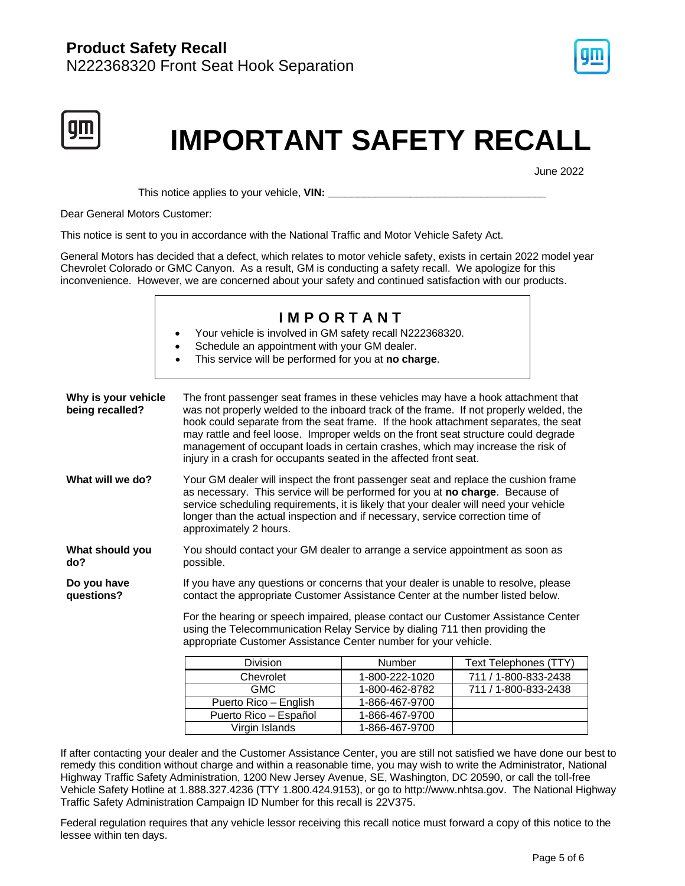# IMPORTANT SAFETY RECALL

June 2022

This notice applies to your vehicle, **VIN:** ______________________________________

Dear General Motors Customer:

This notice is sent to you in accordance with the National Traffic and Motor Vehicle Safety Act.

General Motors has decided that a defect, which relates to motor vehicle safety, exists in certain 2022 model year Chevrolet Colorado or GMC Canyon. As a result, GM is conducting a safety recall. We apologize for this inconvenience. However, we are concerned about your safety and continued satisfaction with our products.

## IMPORTANT

- Your vehicle is involved in GM safety recall N222368320.
- Schedule an appointment with your GM dealer.
- This service will be performed for you at **no charge**.

**Why is your vehicle being recalled?**

The front passenger seat frames in these vehicles may have a hook attachment that was not properly welded to the inboard track of the frame. If not properly welded, the hook could separate from the seat frame. If the hook attachment separates, the seat may rattle and feel loose. Improper welds on the front seat structure could degrade management of occupant loads in certain crashes, which may increase the risk of injury in a crash for occupants seated in the affected front seat.

**What will we do?**

Your GM dealer will inspect the front passenger seat and replace the cushion frame as necessary. This service will be performed for you at **no charge**. Because of service scheduling requirements, it is likely that your dealer will need your vehicle longer than the actual inspection and if necessary, service correction time of approximately 2 hours.

**What should you do?**

You should contact your GM dealer to arrange a service appointment as soon as possible.

**Do you have questions?**

If you have any questions or concerns that your dealer is unable to resolve, please contact the appropriate Customer Assistance Center at the number listed below.

For the hearing or speech impaired, please contact our Customer Assistance Center using the Telecommunication Relay Service by dialing 711 then providing the appropriate Customer Assistance Center number for your vehicle.

| Division | Number | Text Telephones (TTY) |
|---|---|---|
| Chevrolet | 1-800-222-1020 | 711 / 1-800-833-2438 |
| GMC | 1-800-462-8782 | 711 / 1-800-833-2438 |
| Puerto Rico – English | 1-866-467-9700 | |
| Puerto Rico – Español | 1-866-467-9700 | |
| Virgin Islands | 1-866-467-9700 | |

If after contacting your dealer and the Customer Assistance Center, you are still not satisfied we have done our best to remedy this condition without charge and within a reasonable time, you may wish to write the Administrator, National Highway Traffic Safety Administration, 1200 New Jersey Avenue, SE, Washington, DC 20590, or call the toll-free Vehicle Safety Hotline at 1.888.327.4236 (TTY 1.800.424.9153), or go to http://www.nhtsa.gov. The National Highway Traffic Safety Administration Campaign ID Number for this recall is 22V375.

Federal regulation requires that any vehicle lessor receiving this recall notice must forward a copy of this notice to the lessee within ten days.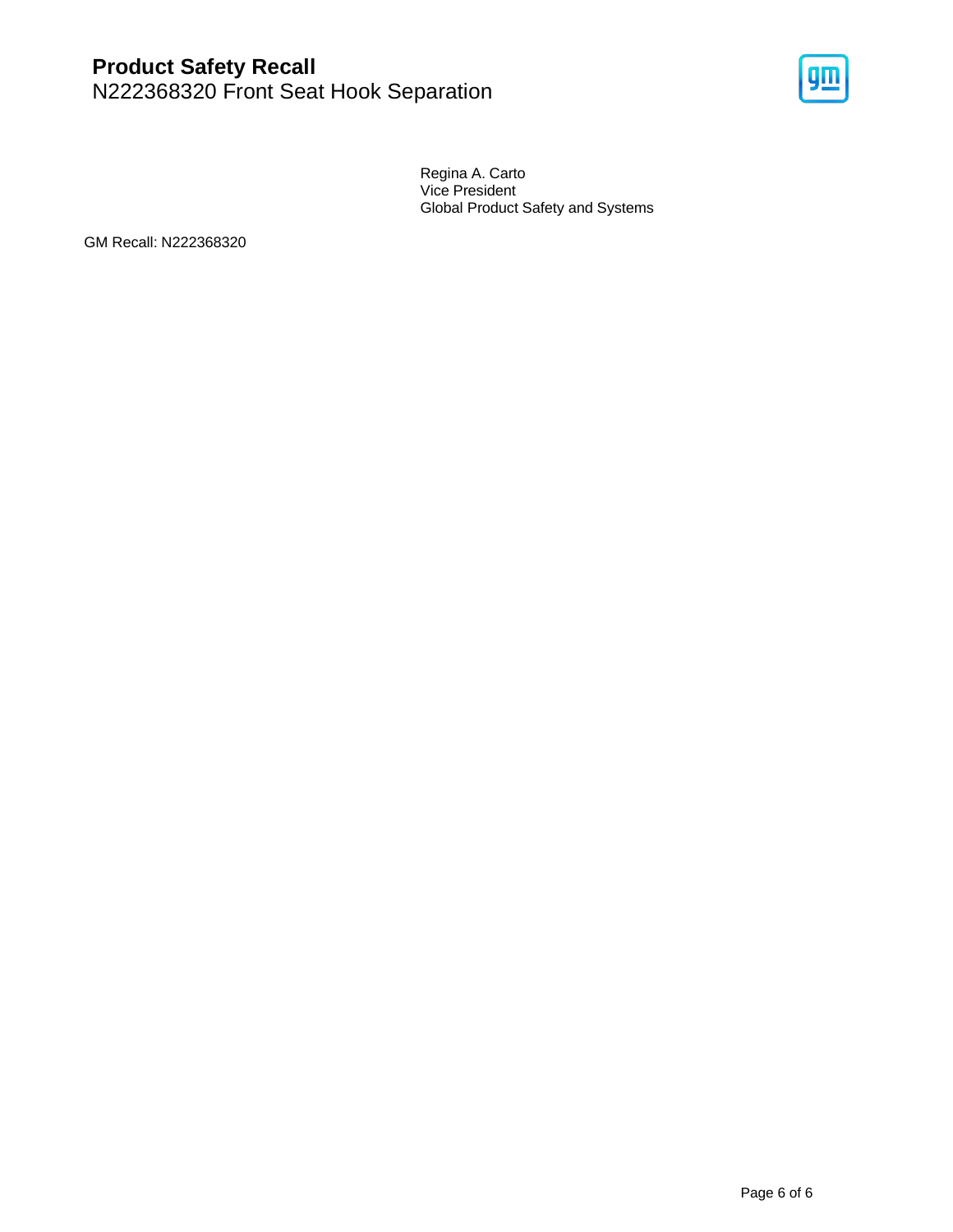Regina A. Carto
Vice President
Global Product Safety and Systems

GM Recall: N222368320